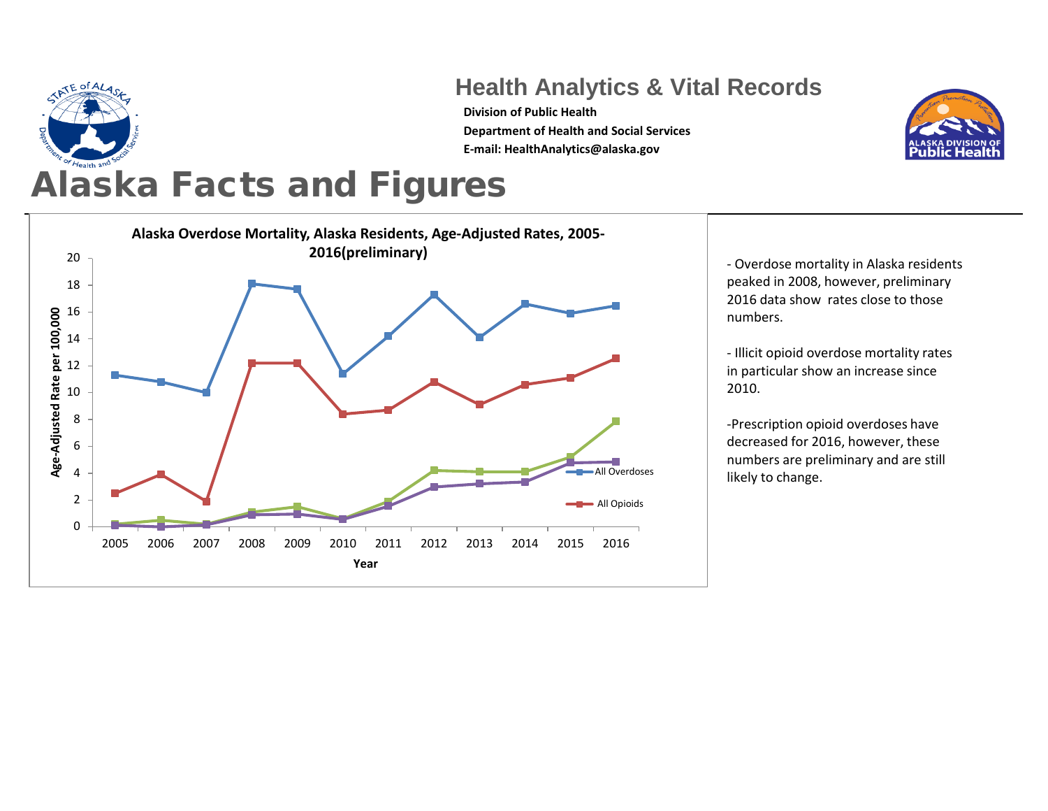## Health Analytics & Vital Records

**Division of Public Health**

**Department of Health and Social Services**

**E-mail: HealthAnalytics@alaska.gov**

# Alaska Facts and Figures

**Alaska Overdose Mortality, Alaska Residents, Age-Adjusted Rates, 2005-2016(preliminary)**

- Overdose mortality in Alaska residents peaked in 2008, however, preliminary 2016 data show rates close to those numbers.

- Illicit opioid overdose mortality rates in particular show an increase since 2010.

-Prescription opioid overdoses have decreased for 2016, however, these numbers are preliminary and are still likely to change.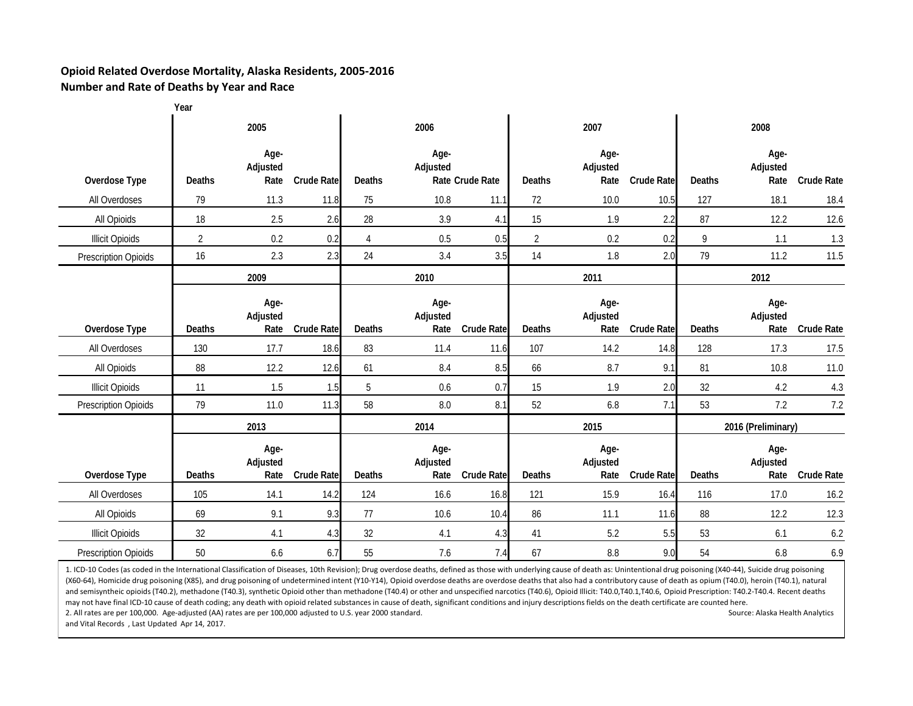**Opioid Related Overdose Mortality, Alaska Residents, 2005-2016**
**Number and Rate of Deaths by Year and Race**

| | Year | | | | | | | | | | | |
|---|---|---|---|---|---|---|---|---|---|---|---|---|
| | 2005 | | | 2006 | | | 2007 | | | 2008 | | |
| Overdose Type | Deaths | Age-Adjusted Rate | Crude Rate | Deaths | Age-Adjusted Rate | Crude Rate | Deaths | Age-Adjusted Rate | Crude Rate | Deaths | Age-Adjusted Rate | Crude Rate |
| All Overdoses | 79 | 11.3 | 11.8 | 75 | 10.8 | 11.1 | 72 | 10.0 | 10.5 | 127 | 18.1 | 18.4 |
| All Opioids | 18 | 2.5 | 2.6 | 28 | 3.9 | 4.1 | 15 | 1.9 | 2.2 | 87 | 12.2 | 12.6 |
| Illicit Opioids | 2 | 0.2 | 0.2 | 4 | 0.5 | 0.5 | 2 | 0.2 | 0.2 | 9 | 1.1 | 1.3 |
| Prescription Opioids | 16 | 2.3 | 2.3 | 24 | 3.4 | 3.5 | 14 | 1.8 | 2.0 | 79 | 11.2 | 11.5 |
| | 2009 | | | 2010 | | | 2011 | | | 2012 | | |
| Overdose Type | Deaths | Age-Adjusted Rate | Crude Rate | Deaths | Age-Adjusted Rate | Crude Rate | Deaths | Age-Adjusted Rate | Crude Rate | Deaths | Age-Adjusted Rate | Crude Rate |
| All Overdoses | 130 | 17.7 | 18.6 | 83 | 11.4 | 11.6 | 107 | 14.2 | 14.8 | 128 | 17.3 | 17.5 |
| All Opioids | 88 | 12.2 | 12.6 | 61 | 8.4 | 8.5 | 66 | 8.7 | 9.1 | 81 | 10.8 | 11.0 |
| Illicit Opioids | 11 | 1.5 | 1.5 | 5 | 0.6 | 0.7 | 15 | 1.9 | 2.0 | 32 | 4.2 | 4.3 |
| Prescription Opioids | 79 | 11.0 | 11.3 | 58 | 8.0 | 8.1 | 52 | 6.8 | 7.1 | 53 | 7.2 | 7.2 |
| | 2013 | | | 2014 | | | 2015 | | | 2016 (Preliminary) | | |
| Overdose Type | Deaths | Age-Adjusted Rate | Crude Rate | Deaths | Age-Adjusted Rate | Crude Rate | Deaths | Age-Adjusted Rate | Crude Rate | Deaths | Age-Adjusted Rate | Crude Rate |
| All Overdoses | 105 | 14.1 | 14.2 | 124 | 16.6 | 16.8 | 121 | 15.9 | 16.4 | 116 | 17.0 | 16.2 |
| All Opioids | 69 | 9.1 | 9.3 | 77 | 10.6 | 10.4 | 86 | 11.1 | 11.6 | 88 | 12.2 | 12.3 |
| Illicit Opioids | 32 | 4.1 | 4.3 | 32 | 4.1 | 4.3 | 41 | 5.2 | 5.5 | 53 | 6.1 | 6.2 |
| Prescription Opioids | 50 | 6.6 | 6.7 | 55 | 7.6 | 7.4 | 67 | 8.8 | 9.0 | 54 | 6.8 | 6.9 |

1. ICD-10 Codes (as coded in the International Classification of Diseases, 10th Revision); Drug overdose deaths, defined as those with underlying cause of death as: Unintentional drug poisoning (X40-44), Suicide drug poisoning (X60-64), Homicide drug poisoning (X85), and drug poisoning of undetermined intent (Y10-Y14), Opioid overdose deaths are overdose deaths that also had a contributory cause of death as opium (T40.0), heroin (T40.1), natural and semisyntheic opioids (T40.2), methadone (T40.3), synthetic Opioid other than methadone (T40.4) or other and unspecified narcotics (T40.6), Opioid Illicit: T40.0,T40.1,T40.6, Opioid Prescription: T40.2-T40.4. Recent deaths may not have final ICD-10 cause of death coding; any death with opioid related substances in cause of death, significant conditions and injury descriptions fields on the death certificate are counted here.
2. All rates are per 100,000. Age-adjusted (AA) rates are per 100,000 adjusted to U.S. year 2000 standard. Source: Alaska Health Analytics and Vital Records , Last Updated Apr 14, 2017.